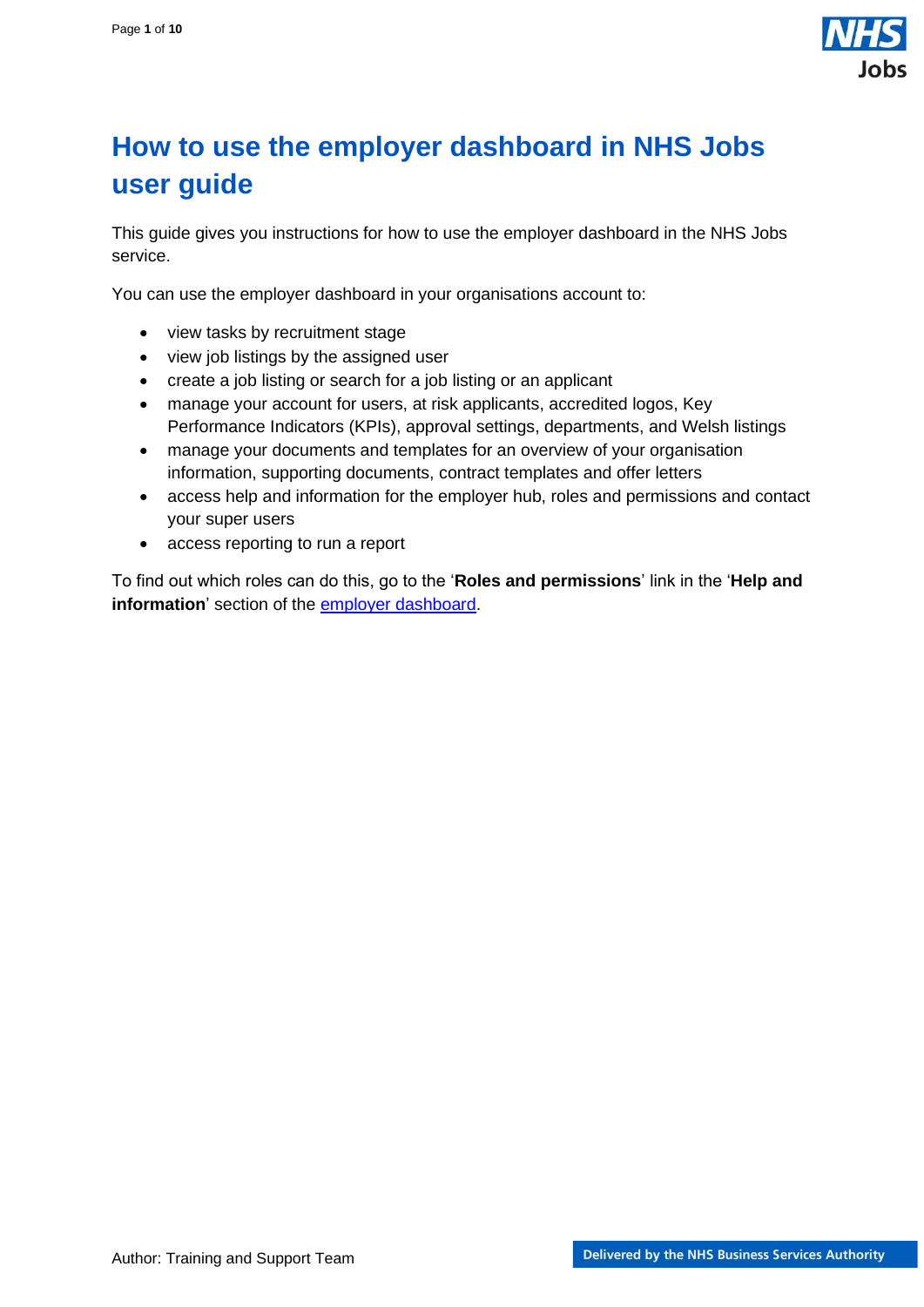# How to use the employer dashboard in NHS Jobs user guide

This guide gives you instructions for how to use the employer dashboard in the NHS Jobs service.

You can use the employer dashboard in your organisations account to:

- view tasks by recruitment stage
- view job listings by the assigned user
- create a job listing or search for a job listing or an applicant
- manage your account for users, at risk applicants, accredited logos, Key Performance Indicators (KPIs), approval settings, departments, and Welsh listings
- manage your documents and templates for an overview of your organisation information, supporting documents, contract templates and offer letters
- access help and information for the employer hub, roles and permissions and contact your super users
- access reporting to run a report

To find out which roles can do this, go to the '**Roles and permissions**' link in the '**Help and information**' section of the employer dashboard.

Author: Training and Support Team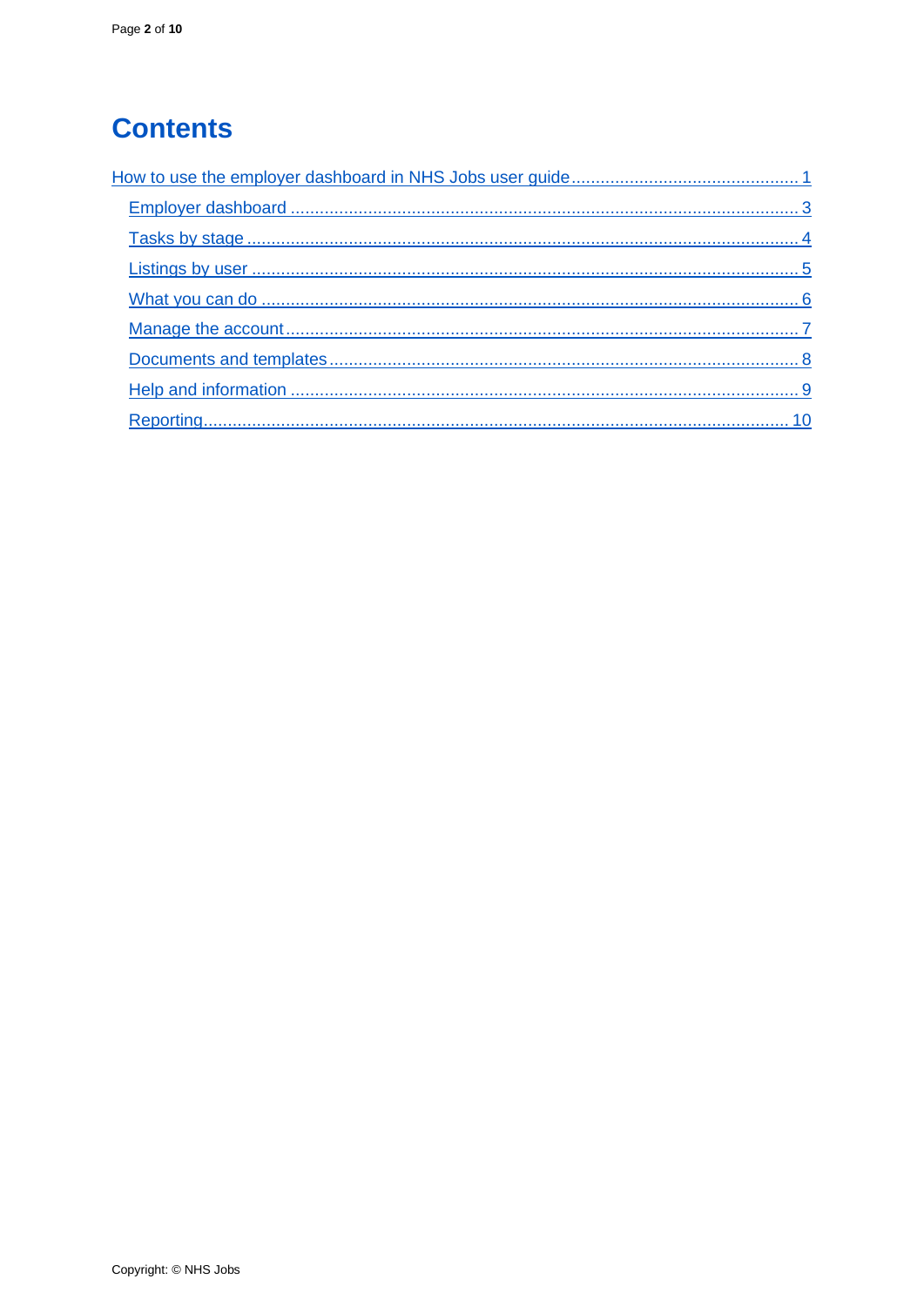# Contents

How to use the employer dashboard in NHS Jobs user guide .............................................. 1

- Employer dashboard ........................................................................................................ 3
- Tasks by stage ................................................................................................................. 4
- Listings by user ............................................................................................................... 5
- What you can do ............................................................................................................. 6
- Manage the account ........................................................................................................ 7
- Documents and templates ............................................................................................... 8
- Help and information ....................................................................................................... 9
- Reporting ........................................................................................................................ 10

Copyright: © NHS Jobs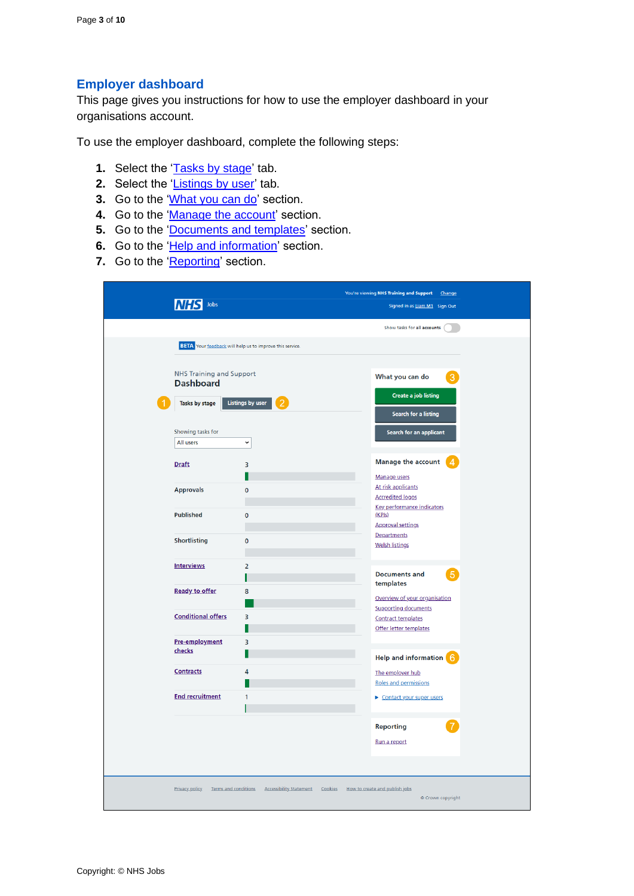## Employer dashboard

This page gives you instructions for how to use the employer dashboard in your organisations account.

To use the employer dashboard, complete the following steps:

1. Select the 'Tasks by stage' tab.
2. Select the 'Listings by user' tab.
3. Go to the 'What you can do' section.
4. Go to the 'Manage the account' section.
5. Go to the 'Documents and templates' section.
6. Go to the 'Help and information' section.
7. Go to the 'Reporting' section.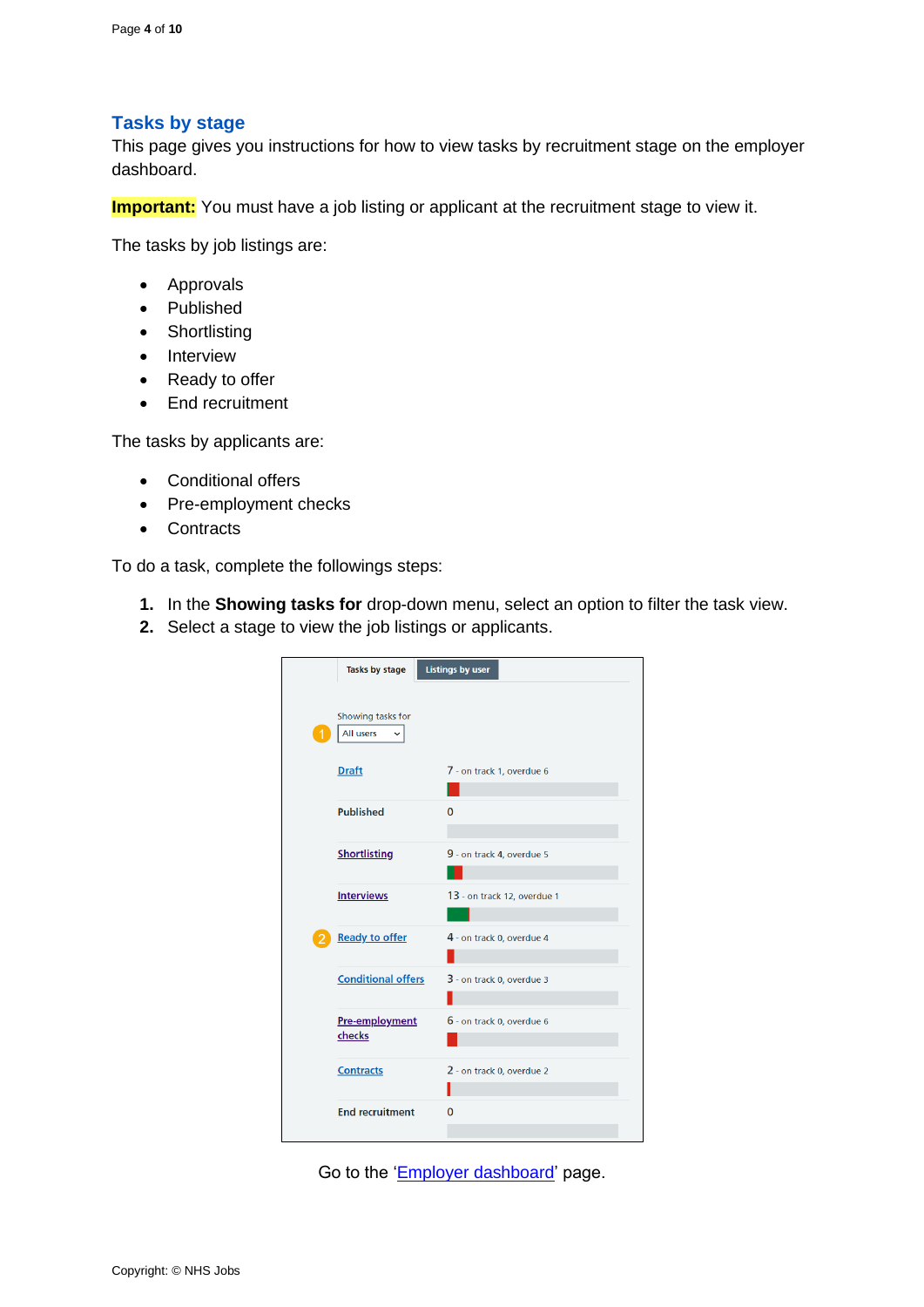## Tasks by stage

This page gives you instructions for how to view tasks by recruitment stage on the employer dashboard.

**Important:** You must have a job listing or applicant at the recruitment stage to view it.

The tasks by job listings are:

- Approvals
- Published
- Shortlisting
- Interview
- Ready to offer
- End recruitment

The tasks by applicants are:

- Conditional offers
- Pre-employment checks
- Contracts

To do a task, complete the followings steps:

1. In the **Showing tasks for** drop-down menu, select an option to filter the task view.
2. Select a stage to view the job listings or applicants.

Tasks by stage
Listings by user
Showing tasks for
1
All users
Draft
7 - on track 1, overdue 6
Published
0
Shortlisting
9 - on track 4, overdue 5
Interviews
13 - on track 12, overdue 1
2
Ready to offer
4 - on track 0, overdue 4
Conditional offers
3 - on track 0, overdue 3
Pre-employment checks
6 - on track 0, overdue 6
Contracts
2 - on track 0, overdue 2
End recruitment
0

Go to the '[Employer dashboard]' page.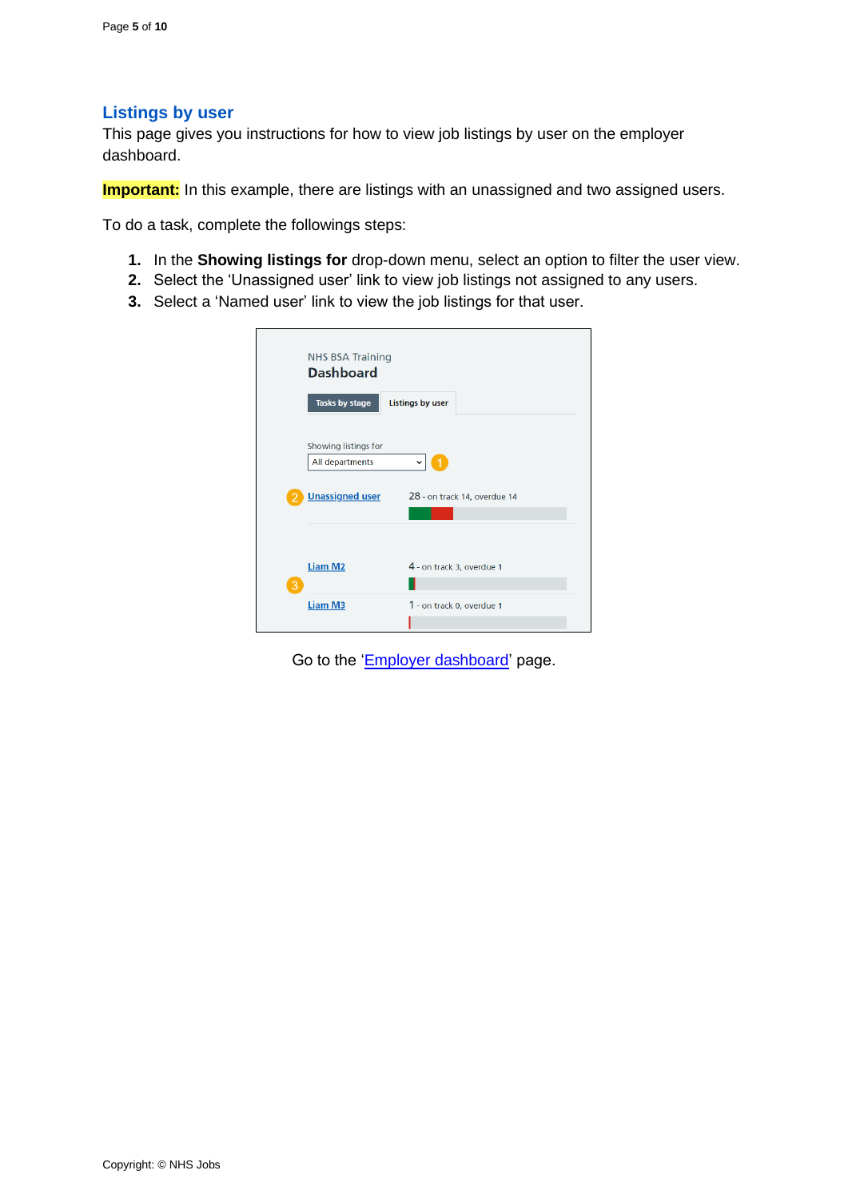## Listings by user

This page gives you instructions for how to view job listings by user on the employer dashboard.

**Important:** In this example, there are listings with an unassigned and two assigned users.

To do a task, complete the followings steps:

1. In the **Showing listings for** drop-down menu, select an option to filter the user view.
2. Select the 'Unassigned user' link to view job listings not assigned to any users.
3. Select a 'Named user' link to view the job listings for that user.

NHS BSA Training
Dashboard
Tasks by stage
Listings by user
Showing listings for
All departments
1
2
Unassigned user
28 - on track 14, overdue 14
Liam M2
4 - on track 3, overdue 1
3
Liam M3
1 - on track 0, overdue 1

Go to the 'Employer dashboard' page.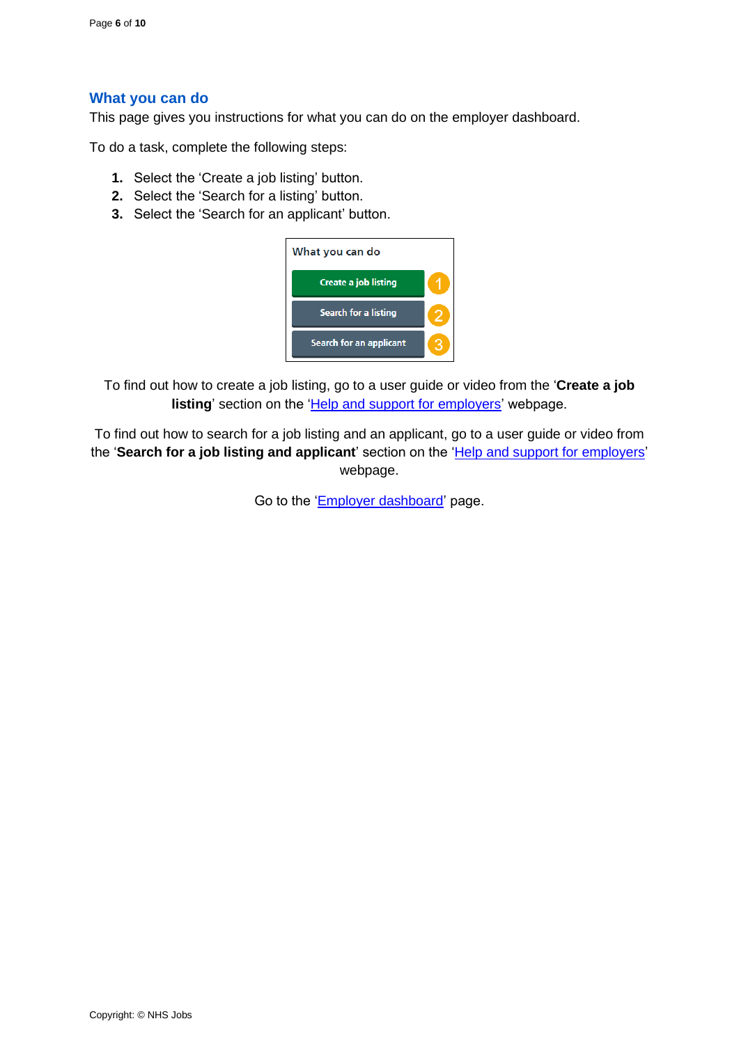## What you can do

This page gives you instructions for what you can do on the employer dashboard.

To do a task, complete the following steps:

1. Select the ‘Create a job listing’ button.
2. Select the ‘Search for a listing’ button.
3. Select the ‘Search for an applicant’ button.

What you can do

Create a job listing 1

Search for a listing 2

Search for an applicant 3

To find out how to create a job listing, go to a user guide or video from the ‘**Create a job listing**’ section on the ‘Help and support for employers’ webpage.

To find out how to search for a job listing and an applicant, go to a user guide or video from the ‘**Search for a job listing and applicant**’ section on the ‘Help and support for employers’ webpage.

Go to the ‘Employer dashboard’ page.

Copyright: © NHS Jobs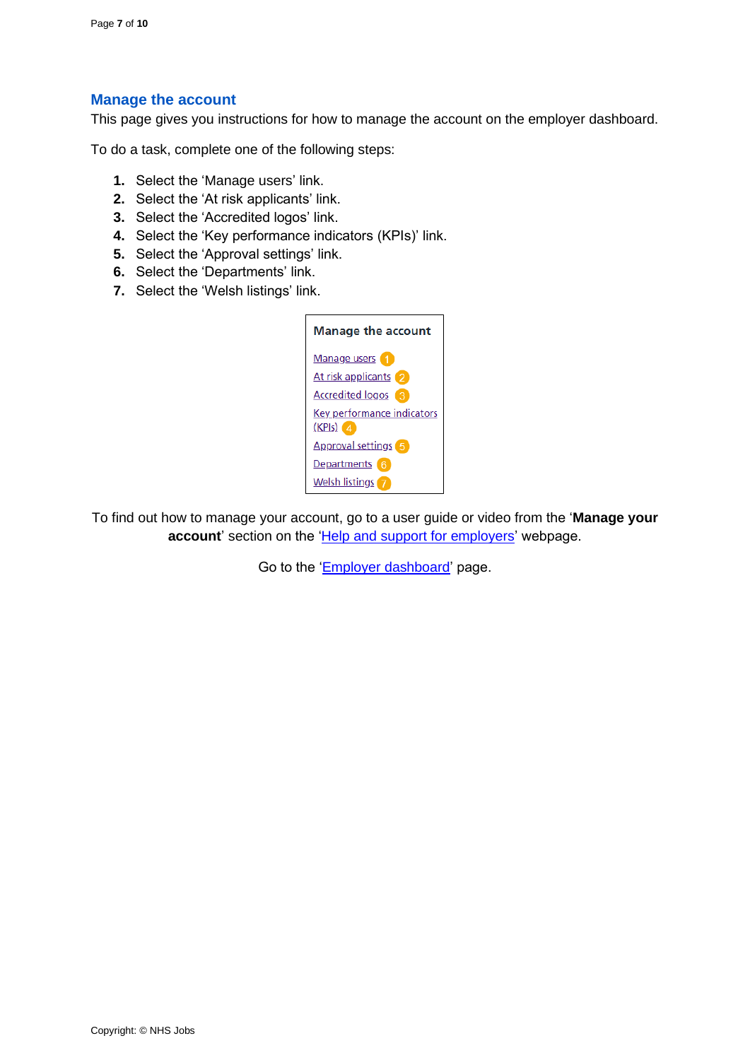## Manage the account

This page gives you instructions for how to manage the account on the employer dashboard.

To do a task, complete one of the following steps:

1. Select the 'Manage users' link.
2. Select the 'At risk applicants' link.
3. Select the 'Accredited logos' link.
4. Select the 'Key performance indicators (KPIs)' link.
5. Select the 'Approval settings' link.
6. Select the 'Departments' link.
7. Select the 'Welsh listings' link.

Manage the account

Manage users 1
At risk applicants 2
Accredited logos 3
Key performance indicators (KPIs) 4
Approval settings 5
Departments 6
Welsh listings 7

To find out how to manage your account, go to a user guide or video from the '**Manage your account**' section on the 'Help and support for employers' webpage.

Go to the 'Employer dashboard' page.

Copyright: © NHS Jobs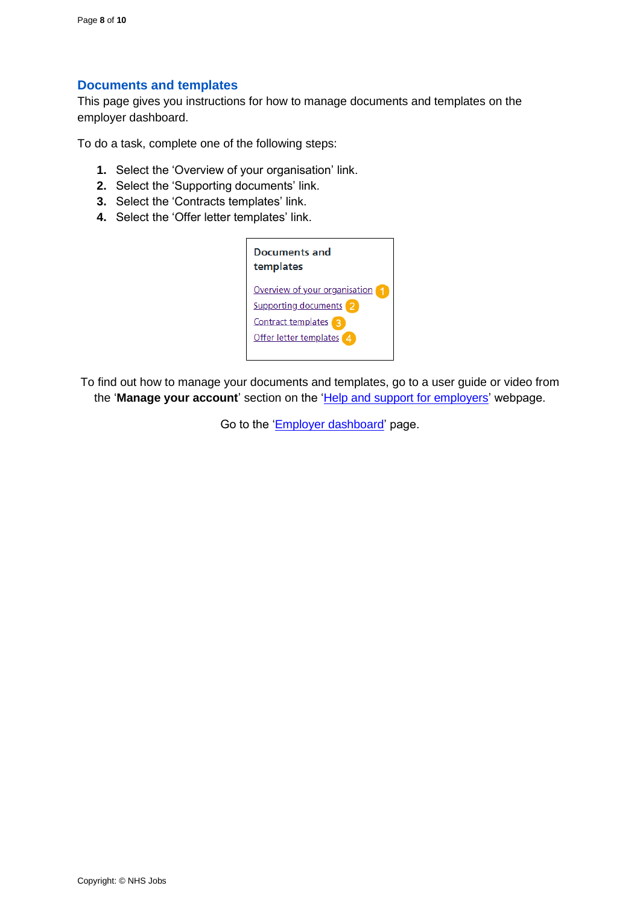## Documents and templates

This page gives you instructions for how to manage documents and templates on the employer dashboard.

To do a task, complete one of the following steps:

1. Select the 'Overview of your organisation' link.
2. Select the 'Supporting documents' link.
3. Select the 'Contracts templates' link.
4. Select the 'Offer letter templates' link.

Documents and templates

Overview of your organisation 1
Supporting documents 2
Contract templates 3
Offer letter templates 4

To find out how to manage your documents and templates, go to a user guide or video from the '**Manage your account**' section on the 'Help and support for employers' webpage.

Go to the 'Employer dashboard' page.

Copyright: © NHS Jobs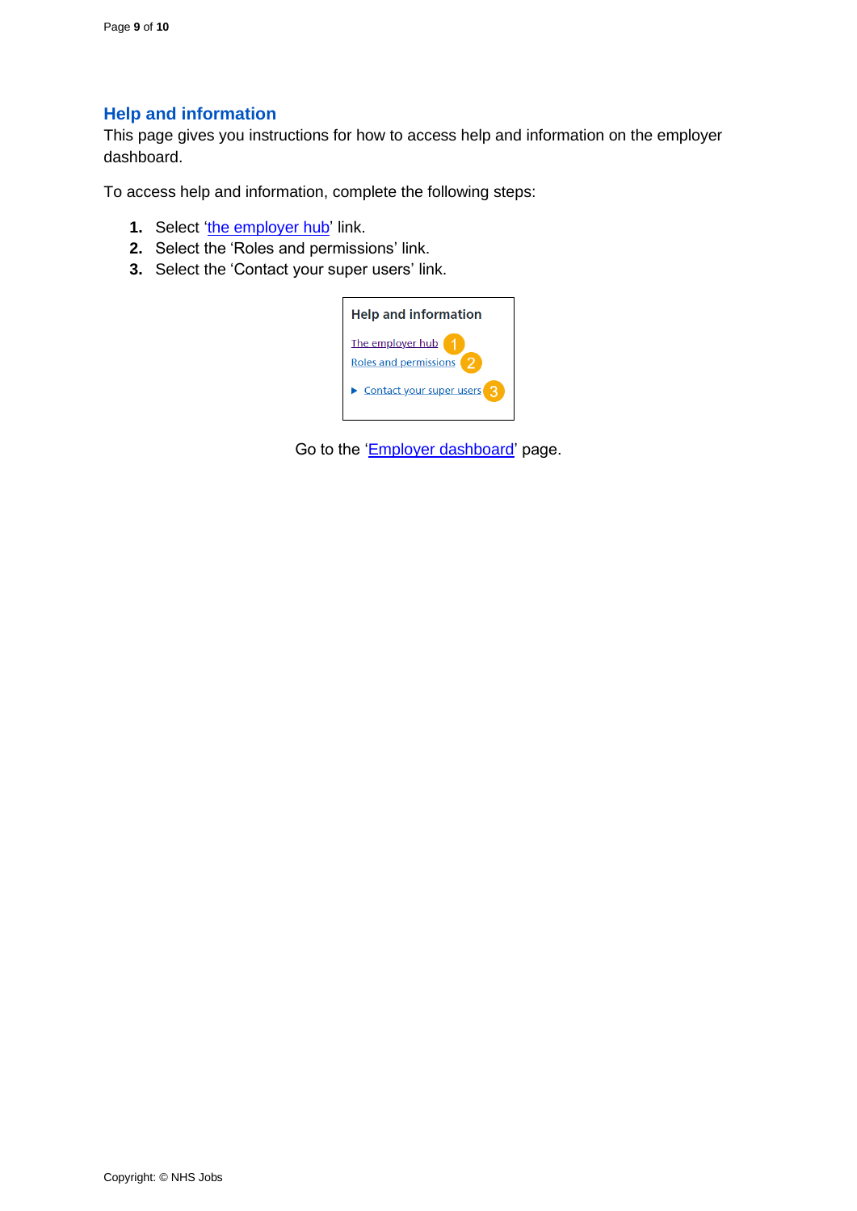## Help and information

This page gives you instructions for how to access help and information on the employer dashboard.

To access help and information, complete the following steps:

1. Select 'the employer hub' link.
2. Select the 'Roles and permissions' link.
3. Select the 'Contact your super users' link.

Help and information

The employer hub 1

Roles and permissions 2

▶ Contact your super users 3

Go to the 'Employer dashboard' page.

Copyright: © NHS Jobs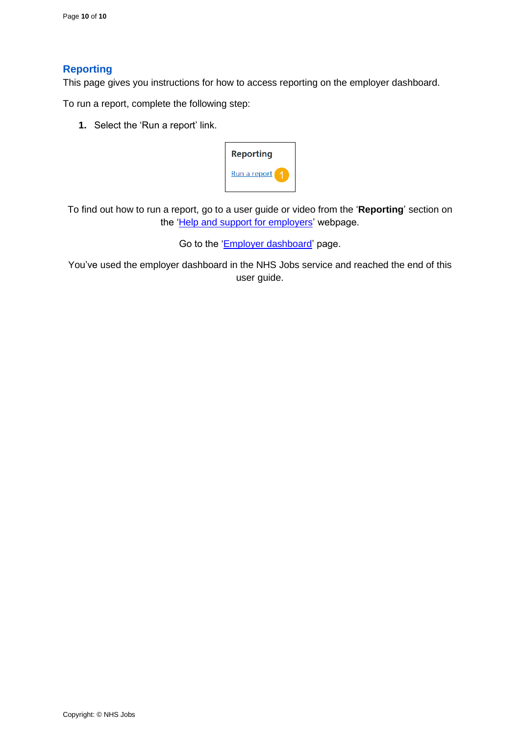## Reporting

This page gives you instructions for how to access reporting on the employer dashboard.

To run a report, complete the following step:

1. Select the ‘Run a report’ link.

Reporting

Run a report 1

To find out how to run a report, go to a user guide or video from the ‘**Reporting**’ section on the ‘Help and support for employers’ webpage.

Go to the ‘Employer dashboard’ page.

You’ve used the employer dashboard in the NHS Jobs service and reached the end of this user guide.

Copyright: © NHS Jobs